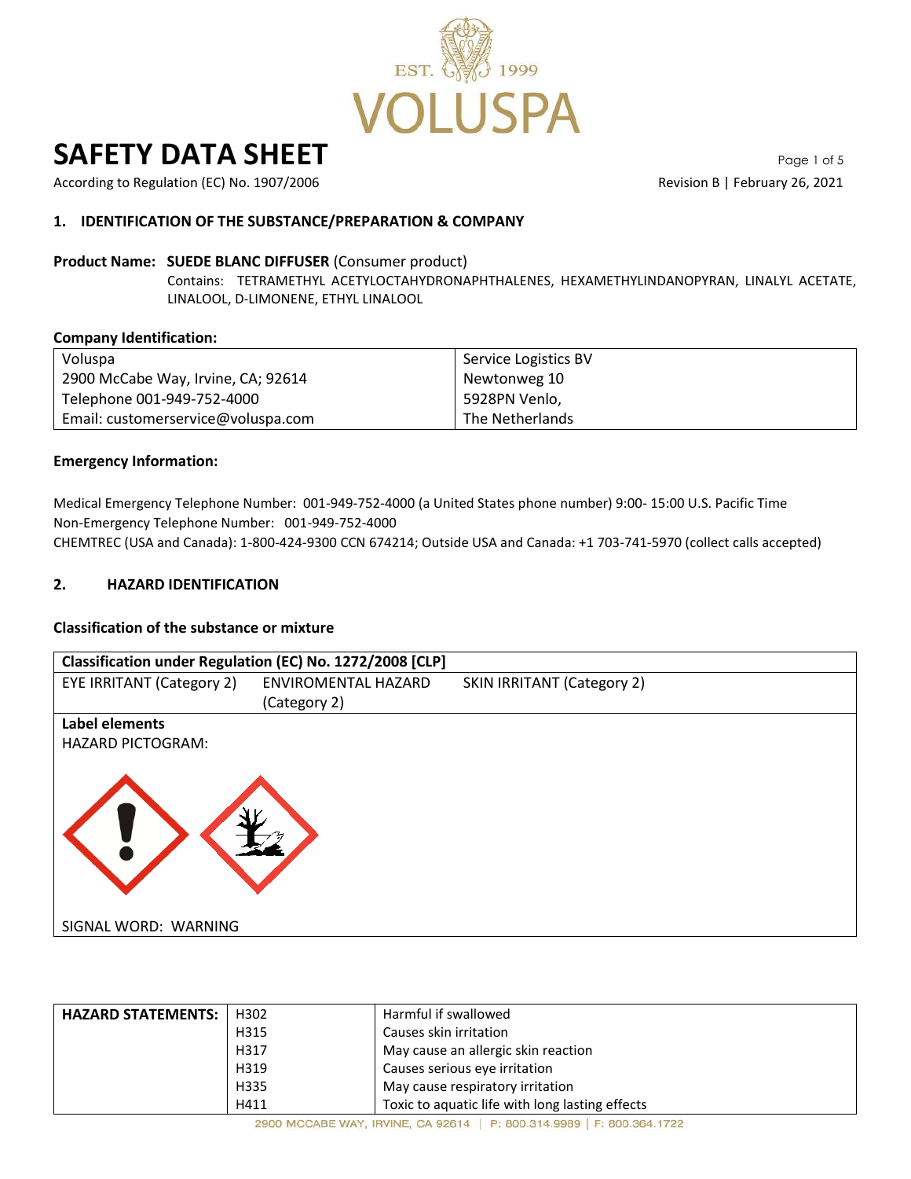# SAFETY DATA SHEET

According to Regulation (EC) No. 1907/2006

Revision B | February 26, 2021

## 1. IDENTIFICATION OF THE SUBSTANCE/PREPARATION & COMPANY

**Product Name: SUEDE BLANC DIFFUSER** (Consumer product)

Contains: TETRAMETHYL ACETYLOCTAHYDRONAPHTHALENES, HEXAMETHYLINDANOPYRAN, LINALYL ACETATE, LINALOOL, D-LIMONENE, ETHYL LINALOOL

**Company Identification:**

| Voluspa | Service Logistics BV |
|---|---|
| 2900 McCabe Way, Irvine, CA; 92614 | Newtonweg 10 |
| Telephone 001-949-752-4000 | 5928PN Venlo, |
| Email: customerservice@voluspa.com | The Netherlands |

**Emergency Information:**

Medical Emergency Telephone Number: 001-949-752-4000 (a United States phone number) 9:00- 15:00 U.S. Pacific Time
Non-Emergency Telephone Number: 001-949-752-4000
CHEMTREC (USA and Canada): 1-800-424-9300 CCN 674214; Outside USA and Canada: +1 703-741-5970 (collect calls accepted)

## 2. HAZARD IDENTIFICATION

**Classification of the substance or mixture**

| Classification under Regulation (EC) No. 1272/2008 [CLP] | | |
|---|---|---|
| EYE IRRITANT (Category 2) | ENVIROMENTAL HAZARD (Category 2) | SKIN IRRITANT (Category 2) |

**Label elements**

HAZARD PICTOGRAM:

SIGNAL WORD: WARNING

| HAZARD STATEMENTS: | H302 | Harmful if swallowed |
|---|---|---|
| | H315 | Causes skin irritation |
| | H317 | May cause an allergic skin reaction |
| | H319 | Causes serious eye irritation |
| | H335 | May cause respiratory irritation |
| | H411 | Toxic to aquatic life with long lasting effects |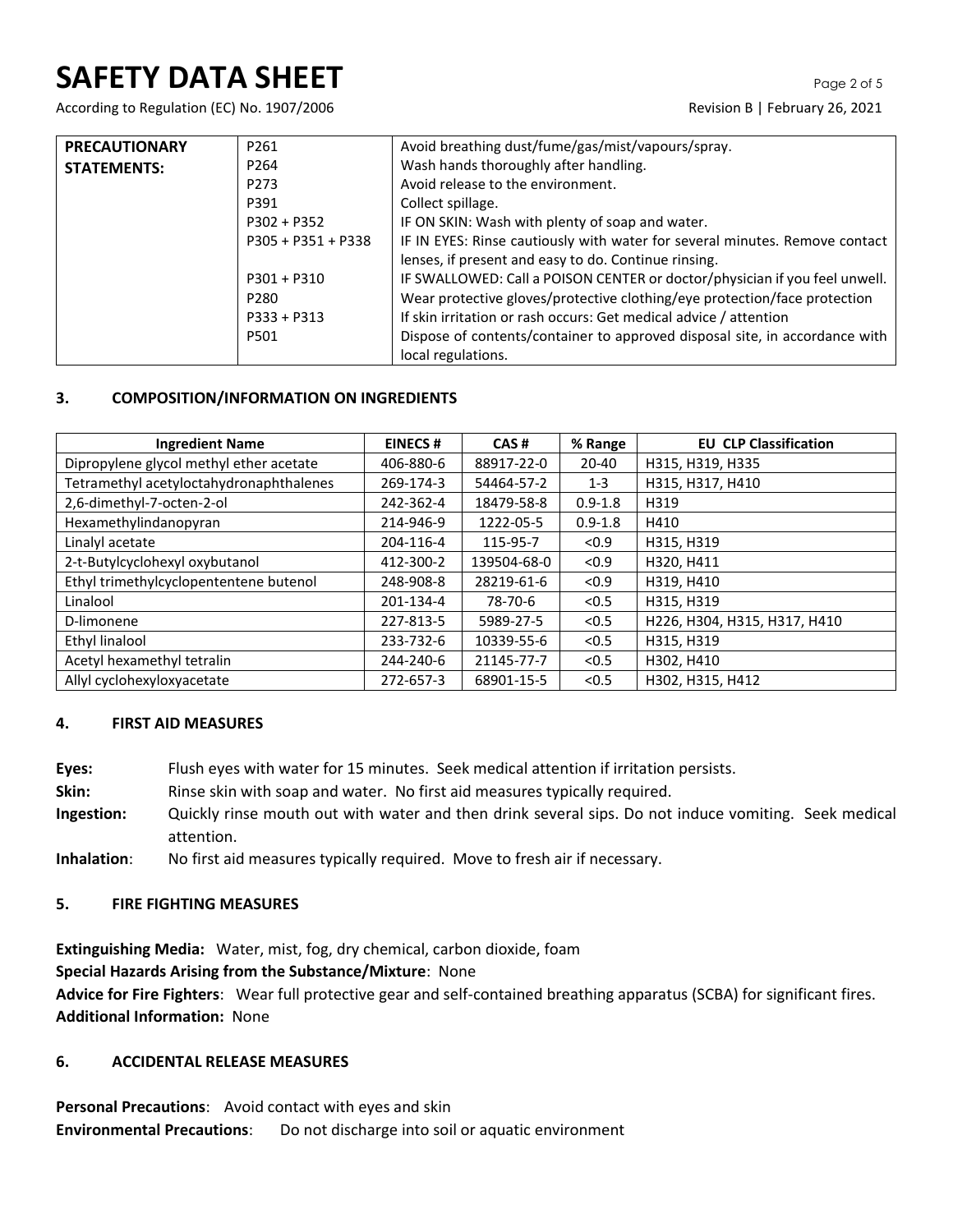| PRECAUTIONARY STATEMENTS: | P261 | Avoid breathing dust/fume/gas/mist/vapours/spray. |
|---|---|---|
| | P264 | Wash hands thoroughly after handling. |
| | P273 | Avoid release to the environment. |
| | P391 | Collect spillage. |
| | P302 + P352 | IF ON SKIN: Wash with plenty of soap and water. |
| | P305 + P351 + P338 | IF IN EYES: Rinse cautiously with water for several minutes. Remove contact lenses, if present and easy to do. Continue rinsing. |
| | P301 + P310 | IF SWALLOWED: Call a POISON CENTER or doctor/physician if you feel unwell. |
| | P280 | Wear protective gloves/protective clothing/eye protection/face protection |
| | P333 + P313 | If skin irritation or rash occurs: Get medical advice / attention |
| | P501 | Dispose of contents/container to approved disposal site, in accordance with local regulations. |

## 3. COMPOSITION/INFORMATION ON INGREDIENTS

| Ingredient Name | EINECS # | CAS # | % Range | EU CLP Classification |
|---|---|---|---|---|
| Dipropylene glycol methyl ether acetate | 406-880-6 | 88917-22-0 | 20-40 | H315, H319, H335 |
| Tetramethyl acetyloctahydronaphthalenes | 269-174-3 | 54464-57-2 | 1-3 | H315, H317, H410 |
| 2,6-dimethyl-7-octen-2-ol | 242-362-4 | 18479-58-8 | 0.9-1.8 | H319 |
| Hexamethylindanopyran | 214-946-9 | 1222-05-5 | 0.9-1.8 | H410 |
| Linalyl acetate | 204-116-4 | 115-95-7 | <0.9 | H315, H319 |
| 2-t-Butylcyclohexyl oxybutanol | 412-300-2 | 139504-68-0 | <0.9 | H320, H411 |
| Ethyl trimethylcyclopententene butenol | 248-908-8 | 28219-61-6 | <0.9 | H319, H410 |
| Linalool | 201-134-4 | 78-70-6 | <0.5 | H315, H319 |
| D-limonene | 227-813-5 | 5989-27-5 | <0.5 | H226, H304, H315, H317, H410 |
| Ethyl linalool | 233-732-6 | 10339-55-6 | <0.5 | H315, H319 |
| Acetyl hexamethyl tetralin | 244-240-6 | 21145-77-7 | <0.5 | H302, H410 |
| Allyl cyclohexyloxyacetate | 272-657-3 | 68901-15-5 | <0.5 | H302, H315, H412 |

## 4. FIRST AID MEASURES

**Eyes:** Flush eyes with water for 15 minutes. Seek medical attention if irritation persists.

**Skin:** Rinse skin with soap and water. No first aid measures typically required.

**Ingestion:** Quickly rinse mouth out with water and then drink several sips. Do not induce vomiting. Seek medical attention.

**Inhalation**: No first aid measures typically required. Move to fresh air if necessary.

## 5. FIRE FIGHTING MEASURES

**Extinguishing Media:** Water, mist, fog, dry chemical, carbon dioxide, foam

**Special Hazards Arising from the Substance/Mixture**: None

**Advice for Fire Fighters**: Wear full protective gear and self-contained breathing apparatus (SCBA) for significant fires.

**Additional Information:** None

## 6. ACCIDENTAL RELEASE MEASURES

**Personal Precautions**: Avoid contact with eyes and skin

**Environmental Precautions**: Do not discharge into soil or aquatic environment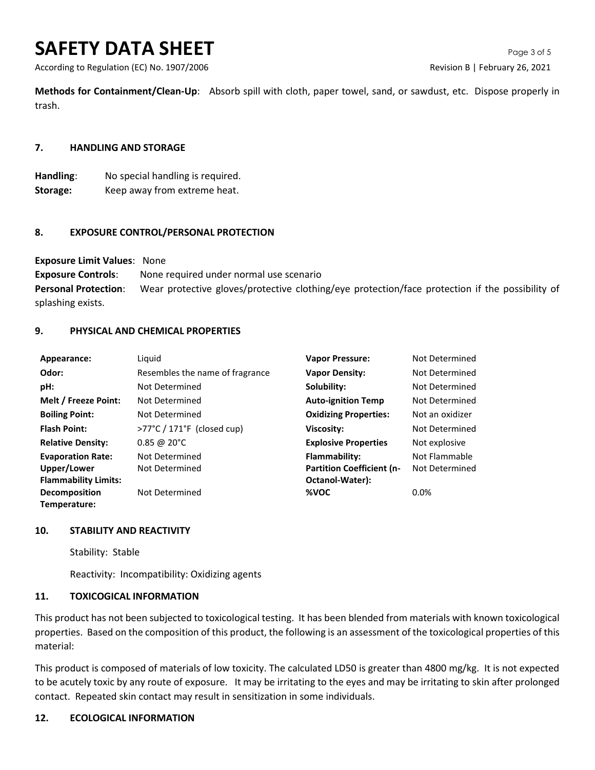**Methods for Containment/Clean-Up**: Absorb spill with cloth, paper towel, sand, or sawdust, etc. Dispose properly in trash.

## 7. HANDLING AND STORAGE

**Handling**: No special handling is required.
**Storage:** Keep away from extreme heat.

## 8. EXPOSURE CONTROL/PERSONAL PROTECTION

**Exposure Limit Values**: None
**Exposure Controls**: None required under normal use scenario
**Personal Protection**: Wear protective gloves/protective clothing/eye protection/face protection if the possibility of splashing exists.

## 9. PHYSICAL AND CHEMICAL PROPERTIES

| | | | |
|---|---|---|---|
| **Appearance:** | Liquid | **Vapor Pressure:** | Not Determined |
| **Odor:** | Resembles the name of fragrance | **Vapor Density:** | Not Determined |
| **pH:** | Not Determined | **Solubility:** | Not Determined |
| **Melt / Freeze Point:** | Not Determined | **Auto-ignition Temp** | Not Determined |
| **Boiling Point:** | Not Determined | **Oxidizing Properties:** | Not an oxidizer |
| **Flash Point:** | >77°C / 171°F (closed cup) | **Viscosity:** | Not Determined |
| **Relative Density:** | 0.85 @ 20°C | **Explosive Properties** | Not explosive |
| **Evaporation Rate:** | Not Determined | **Flammability:** | Not Flammable |
| **Upper/Lower Flammability Limits:** | Not Determined | **Partition Coefficient (n-Octanol-Water):** | Not Determined |
| **Decomposition Temperature:** | Not Determined | **%VOC** | 0.0% |

## 10. STABILITY AND REACTIVITY

Stability: Stable

Reactivity: Incompatibility: Oxidizing agents

## 11. TOXICOGICAL INFORMATION

This product has not been subjected to toxicological testing. It has been blended from materials with known toxicological properties. Based on the composition of this product, the following is an assessment of the toxicological properties of this material:

This product is composed of materials of low toxicity. The calculated LD50 is greater than 4800 mg/kg. It is not expected to be acutely toxic by any route of exposure. It may be irritating to the eyes and may be irritating to skin after prolonged contact. Repeated skin contact may result in sensitization in some individuals.

## 12. ECOLOGICAL INFORMATION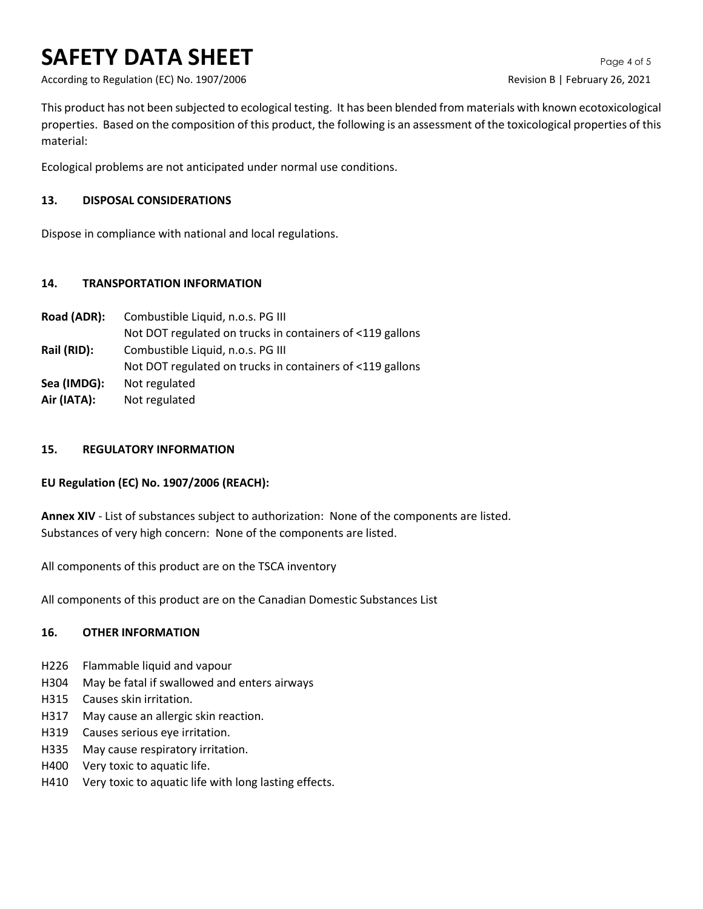This product has not been subjected to ecological testing. It has been blended from materials with known ecotoxicological properties. Based on the composition of this product, the following is an assessment of the toxicological properties of this material:

Ecological problems are not anticipated under normal use conditions.

## 13. DISPOSAL CONSIDERATIONS

Dispose in compliance with national and local regulations.

## 14. TRANSPORTATION INFORMATION

| | |
|---|---|
| **Road (ADR):** | Combustible Liquid, n.o.s. PG III<br>Not DOT regulated on trucks in containers of <119 gallons |
| **Rail (RID):** | Combustible Liquid, n.o.s. PG III<br>Not DOT regulated on trucks in containers of <119 gallons |
| **Sea (IMDG):** | Not regulated |
| **Air (IATA):** | Not regulated |

## 15. REGULATORY INFORMATION

**EU Regulation (EC) No. 1907/2006 (REACH):**

**Annex XIV** - List of substances subject to authorization: None of the components are listed.
Substances of very high concern: None of the components are listed.

All components of this product are on the TSCA inventory

All components of this product are on the Canadian Domestic Substances List

## 16. OTHER INFORMATION

- H226 Flammable liquid and vapour
- H304 May be fatal if swallowed and enters airways
- H315 Causes skin irritation.
- H317 May cause an allergic skin reaction.
- H319 Causes serious eye irritation.
- H335 May cause respiratory irritation.
- H400 Very toxic to aquatic life.
- H410 Very toxic to aquatic life with long lasting effects.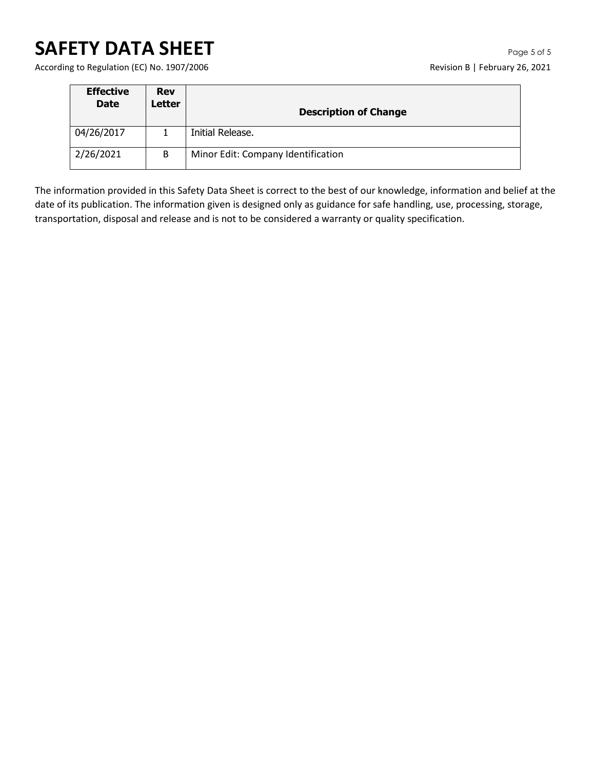| Effective Date | Rev Letter | Description of Change |
|---|---|---|
| 04/26/2017 | 1 | Initial Release. |
| 2/26/2021 | B | Minor Edit: Company Identification |

The information provided in this Safety Data Sheet is correct to the best of our knowledge, information and belief at the date of its publication. The information given is designed only as guidance for safe handling, use, processing, storage, transportation, disposal and release and is not to be considered a warranty or quality specification.